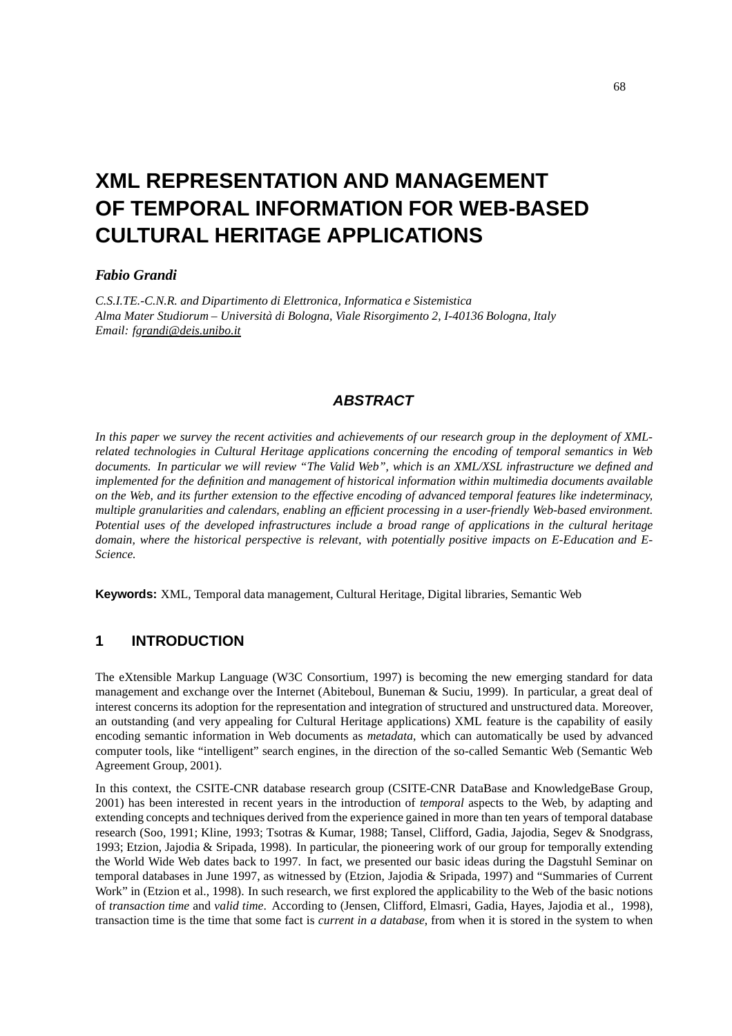# XML REPRESENTATION AND MANAGEMENT OF TEMPORAL INFORMATION FOR WEB-BASED CULTURAL HERITAGE APPLICATIONS

***Fabio Grandi***

*C.S.I.TE.-C.N.R. and Dipartimento di Elettronica, Informatica e Sistemistica*
*Alma Mater Studiorum – Università di Bologna, Viale Risorgimento 2, I-40136 Bologna, Italy*
*Email: fgrandi@deis.unibo.it*

## ABSTRACT

*In this paper we survey the recent activities and achievements of our research group in the deployment of XML-related technologies in Cultural Heritage applications concerning the encoding of temporal semantics in Web documents. In particular we will review "The Valid Web", which is an XML/XSL infrastructure we defined and implemented for the definition and management of historical information within multimedia documents available on the Web, and its further extension to the effective encoding of advanced temporal features like indeterminacy, multiple granularities and calendars, enabling an efficient processing in a user-friendly Web-based environment. Potential uses of the developed infrastructures include a broad range of applications in the cultural heritage domain, where the historical perspective is relevant, with potentially positive impacts on E-Education and E-Science.*

**Keywords:** XML, Temporal data management, Cultural Heritage, Digital libraries, Semantic Web

## 1 INTRODUCTION

The eXtensible Markup Language (W3C Consortium, 1997) is becoming the new emerging standard for data management and exchange over the Internet (Abiteboul, Buneman & Suciu, 1999). In particular, a great deal of interest concerns its adoption for the representation and integration of structured and unstructured data. Moreover, an outstanding (and very appealing for Cultural Heritage applications) XML feature is the capability of easily encoding semantic information in Web documents as *metadata*, which can automatically be used by advanced computer tools, like "intelligent" search engines, in the direction of the so-called Semantic Web (Semantic Web Agreement Group, 2001).

In this context, the CSITE-CNR database research group (CSITE-CNR DataBase and KnowledgeBase Group, 2001) has been interested in recent years in the introduction of *temporal* aspects to the Web, by adapting and extending concepts and techniques derived from the experience gained in more than ten years of temporal database research (Soo, 1991; Kline, 1993; Tsotras & Kumar, 1988; Tansel, Clifford, Gadia, Jajodia, Segev & Snodgrass, 1993; Etzion, Jajodia & Sripada, 1998). In particular, the pioneering work of our group for temporally extending the World Wide Web dates back to 1997. In fact, we presented our basic ideas during the Dagstuhl Seminar on temporal databases in June 1997, as witnessed by (Etzion, Jajodia & Sripada, 1997) and "Summaries of Current Work" in (Etzion et al., 1998). In such research, we first explored the applicability to the Web of the basic notions of *transaction time* and *valid time*. According to (Jensen, Clifford, Elmasri, Gadia, Hayes, Jajodia et al., 1998), transaction time is the time that some fact is *current in a database*, from when it is stored in the system to when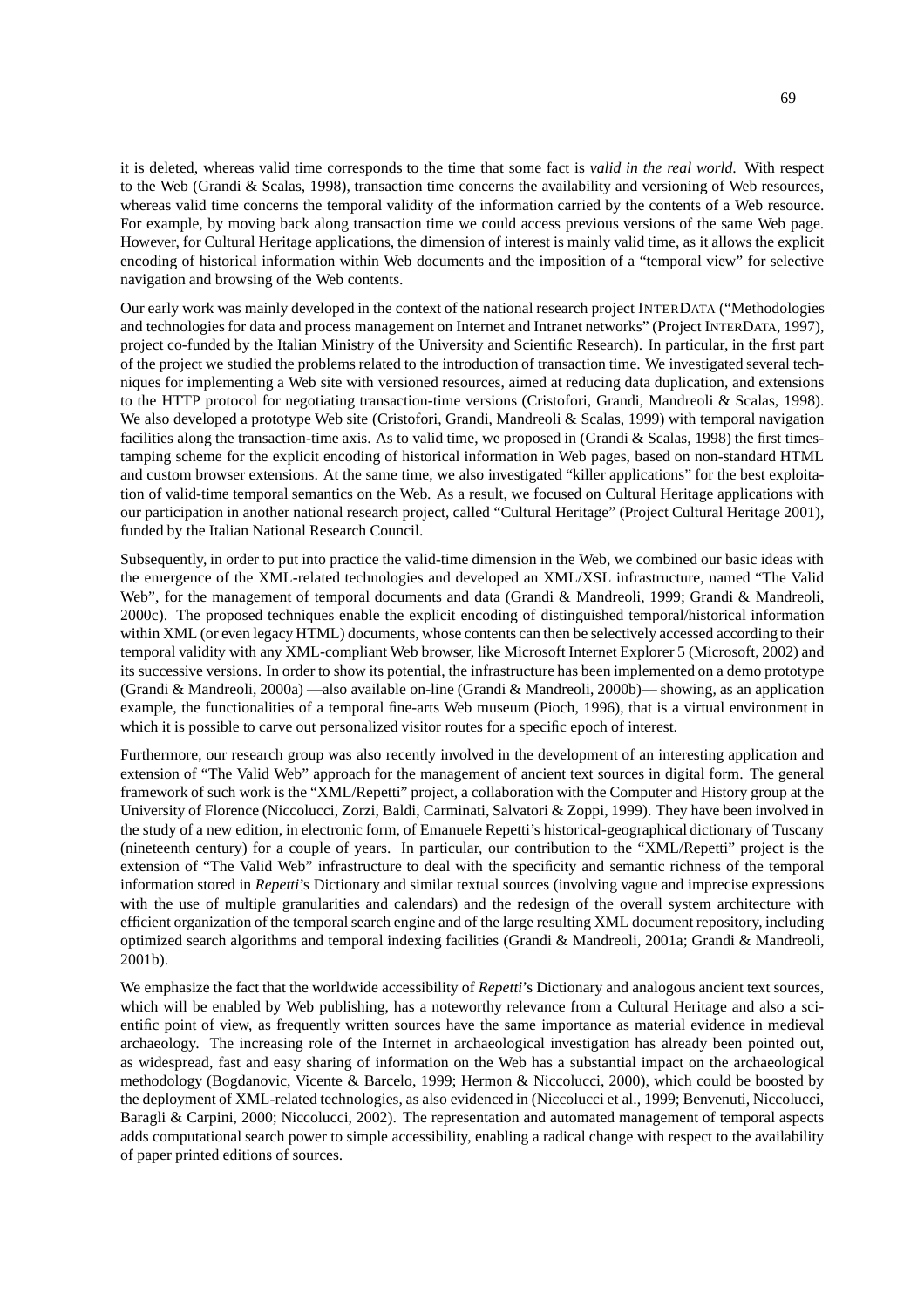it is deleted, whereas valid time corresponds to the time that some fact is *valid in the real world*. With respect to the Web (Grandi & Scalas, 1998), transaction time concerns the availability and versioning of Web resources, whereas valid time concerns the temporal validity of the information carried by the contents of a Web resource. For example, by moving back along transaction time we could access previous versions of the same Web page. However, for Cultural Heritage applications, the dimension of interest is mainly valid time, as it allows the explicit encoding of historical information within Web documents and the imposition of a "temporal view" for selective navigation and browsing of the Web contents.

Our early work was mainly developed in the context of the national research project INTERDATA ("Methodologies and technologies for data and process management on Internet and Intranet networks" (Project INTERDATA, 1997), project co-funded by the Italian Ministry of the University and Scientific Research). In particular, in the first part of the project we studied the problems related to the introduction of transaction time. We investigated several techniques for implementing a Web site with versioned resources, aimed at reducing data duplication, and extensions to the HTTP protocol for negotiating transaction-time versions (Cristofori, Grandi, Mandreoli & Scalas, 1998). We also developed a prototype Web site (Cristofori, Grandi, Mandreoli & Scalas, 1999) with temporal navigation facilities along the transaction-time axis. As to valid time, we proposed in (Grandi & Scalas, 1998) the first timestamping scheme for the explicit encoding of historical information in Web pages, based on non-standard HTML and custom browser extensions. At the same time, we also investigated "killer applications" for the best exploitation of valid-time temporal semantics on the Web. As a result, we focused on Cultural Heritage applications with our participation in another national research project, called "Cultural Heritage" (Project Cultural Heritage 2001), funded by the Italian National Research Council.

Subsequently, in order to put into practice the valid-time dimension in the Web, we combined our basic ideas with the emergence of the XML-related technologies and developed an XML/XSL infrastructure, named "The Valid Web", for the management of temporal documents and data (Grandi & Mandreoli, 1999; Grandi & Mandreoli, 2000c). The proposed techniques enable the explicit encoding of distinguished temporal/historical information within XML (or even legacy HTML) documents, whose contents can then be selectively accessed according to their temporal validity with any XML-compliant Web browser, like Microsoft Internet Explorer 5 (Microsoft, 2002) and its successive versions. In order to show its potential, the infrastructure has been implemented on a demo prototype (Grandi & Mandreoli, 2000a) —also available on-line (Grandi & Mandreoli, 2000b)— showing, as an application example, the functionalities of a temporal fine-arts Web museum (Pioch, 1996), that is a virtual environment in which it is possible to carve out personalized visitor routes for a specific epoch of interest.

Furthermore, our research group was also recently involved in the development of an interesting application and extension of "The Valid Web" approach for the management of ancient text sources in digital form. The general framework of such work is the "XML/Repetti" project, a collaboration with the Computer and History group at the University of Florence (Niccolucci, Zorzi, Baldi, Carminati, Salvatori & Zoppi, 1999). They have been involved in the study of a new edition, in electronic form, of Emanuele Repetti's historical-geographical dictionary of Tuscany (nineteenth century) for a couple of years. In particular, our contribution to the "XML/Repetti" project is the extension of "The Valid Web" infrastructure to deal with the specificity and semantic richness of the temporal information stored in *Repetti*'s Dictionary and similar textual sources (involving vague and imprecise expressions with the use of multiple granularities and calendars) and the redesign of the overall system architecture with efficient organization of the temporal search engine and of the large resulting XML document repository, including optimized search algorithms and temporal indexing facilities (Grandi & Mandreoli, 2001a; Grandi & Mandreoli, 2001b).

We emphasize the fact that the worldwide accessibility of *Repetti*'s Dictionary and analogous ancient text sources, which will be enabled by Web publishing, has a noteworthy relevance from a Cultural Heritage and also a scientific point of view, as frequently written sources have the same importance as material evidence in medieval archaeology. The increasing role of the Internet in archaeological investigation has already been pointed out, as widespread, fast and easy sharing of information on the Web has a substantial impact on the archaeological methodology (Bogdanovic, Vicente & Barcelo, 1999; Hermon & Niccolucci, 2000), which could be boosted by the deployment of XML-related technologies, as also evidenced in (Niccolucci et al., 1999; Benvenuti, Niccolucci, Baragli & Carpini, 2000; Niccolucci, 2002). The representation and automated management of temporal aspects adds computational search power to simple accessibility, enabling a radical change with respect to the availability of paper printed editions of sources.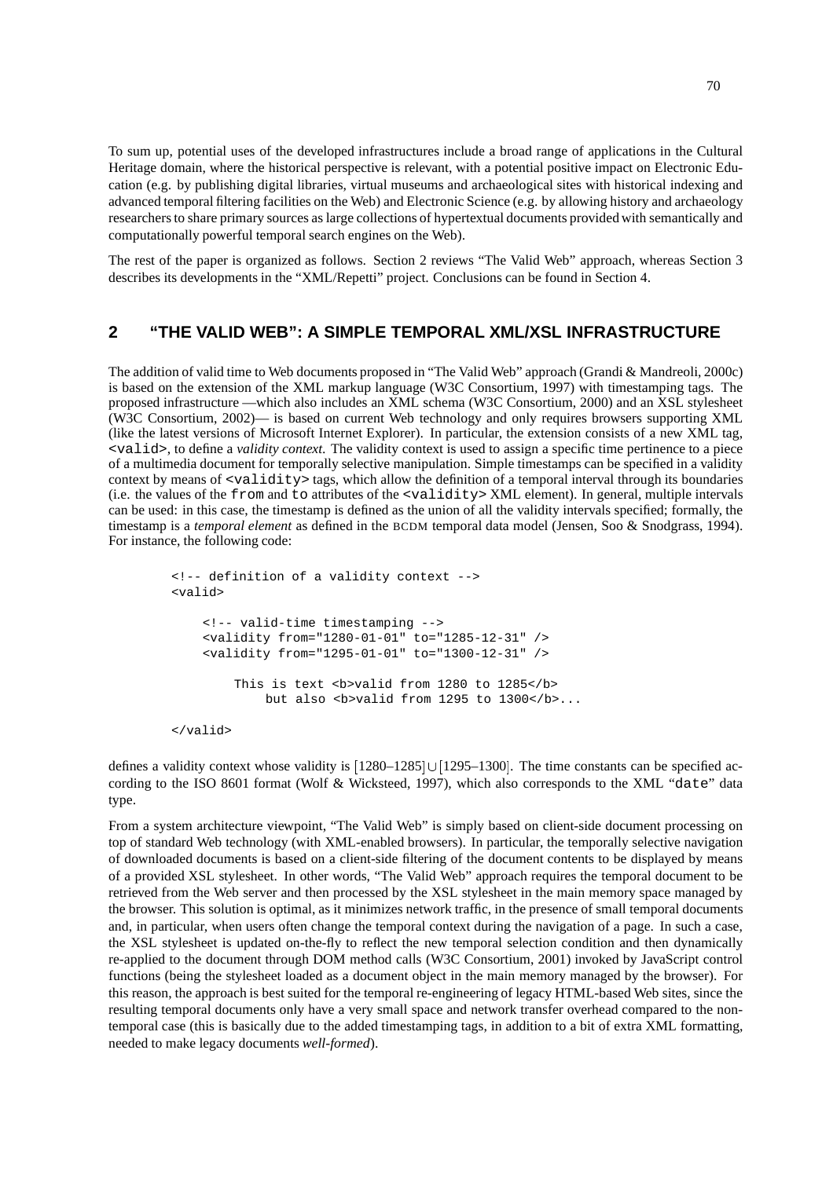To sum up, potential uses of the developed infrastructures include a broad range of applications in the Cultural Heritage domain, where the historical perspective is relevant, with a potential positive impact on Electronic Education (e.g. by publishing digital libraries, virtual museums and archaeological sites with historical indexing and advanced temporal filtering facilities on the Web) and Electronic Science (e.g. by allowing history and archaeology researchers to share primary sources as large collections of hypertextual documents provided with semantically and computationally powerful temporal search engines on the Web).

The rest of the paper is organized as follows. Section 2 reviews "The Valid Web" approach, whereas Section 3 describes its developments in the "XML/Repetti" project. Conclusions can be found in Section 4.

## 2 "THE VALID WEB": A SIMPLE TEMPORAL XML/XSL INFRASTRUCTURE

The addition of valid time to Web documents proposed in "The Valid Web" approach (Grandi & Mandreoli, 2000c) is based on the extension of the XML markup language (W3C Consortium, 1997) with timestamping tags. The proposed infrastructure —which also includes an XML schema (W3C Consortium, 2000) and an XSL stylesheet (W3C Consortium, 2002)— is based on current Web technology and only requires browsers supporting XML (like the latest versions of Microsoft Internet Explorer). In particular, the extension consists of a new XML tag, `<valid>`, to define a *validity context*. The validity context is used to assign a specific time pertinence to a piece of a multimedia document for temporally selective manipulation. Simple timestamps can be specified in a validity context by means of `<validity>` tags, which allow the definition of a temporal interval through its boundaries (i.e. the values of the `from` and `to` attributes of the `<validity>` XML element). In general, multiple intervals can be used: in this case, the timestamp is defined as the union of all the validity intervals specified; formally, the timestamp is a *temporal element* as defined in the BCDM temporal data model (Jensen, Soo & Snodgrass, 1994). For instance, the following code:

```
<!-- definition of a validity context -->
<valid>

    <!-- valid-time timestamping -->
    <validity from="1280-01-01" to="1285-12-31" />
    <validity from="1295-01-01" to="1300-12-31" />

        This is text <b>valid from 1280 to 1285</b>
            but also <b>valid from 1295 to 1300</b>...

</valid>
```

defines a validity context whose validity is $[1280\text{–}1285] \cup [1295\text{–}1300]$. The time constants can be specified according to the ISO 8601 format (Wolf & Wicksteed, 1997), which also corresponds to the XML "`date`" data type.

From a system architecture viewpoint, "The Valid Web" is simply based on client-side document processing on top of standard Web technology (with XML-enabled browsers). In particular, the temporally selective navigation of downloaded documents is based on a client-side filtering of the document contents to be displayed by means of a provided XSL stylesheet. In other words, "The Valid Web" approach requires the temporal document to be retrieved from the Web server and then processed by the XSL stylesheet in the main memory space managed by the browser. This solution is optimal, as it minimizes network traffic, in the presence of small temporal documents and, in particular, when users often change the temporal context during the navigation of a page. In such a case, the XSL stylesheet is updated on-the-fly to reflect the new temporal selection condition and then dynamically re-applied to the document through DOM method calls (W3C Consortium, 2001) invoked by JavaScript control functions (being the stylesheet loaded as a document object in the main memory managed by the browser). For this reason, the approach is best suited for the temporal re-engineering of legacy HTML-based Web sites, since the resulting temporal documents only have a very small space and network transfer overhead compared to the non-temporal case (this is basically due to the added timestamping tags, in addition to a bit of extra XML formatting, needed to make legacy documents *well-formed*).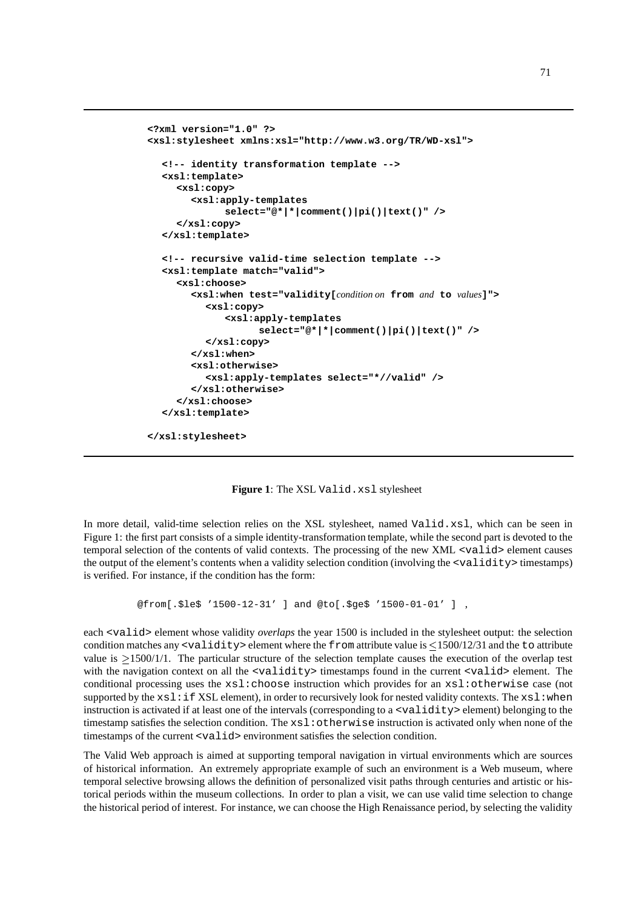```
<?xml version="1.0" ?>
<xsl:stylesheet xmlns:xsl="http://www.w3.org/TR/WD-xsl">

   <!-- identity transformation template -->
   <xsl:template>
      <xsl:copy>
         <xsl:apply-templates
               select="@*|*|comment()|pi()|text()" />
      </xsl:copy>
   </xsl:template>

   <!-- recursive valid-time selection template -->
   <xsl:template match="valid">
      <xsl:choose>
         <xsl:when test="validity[condition on from and to values]">
            <xsl:copy>
               <xsl:apply-templates
                     select="@*|*|comment()|pi()|text()" />
            </xsl:copy>
         </xsl:when>
         <xsl:otherwise>
            <xsl:apply-templates select="*//valid" />
         </xsl:otherwise>
      </xsl:choose>
   </xsl:template>

</xsl:stylesheet>
```

**Figure 1**: The XSL `Valid.xsl` stylesheet

In more detail, valid-time selection relies on the XSL stylesheet, named `Valid.xsl`, which can be seen in Figure 1: the first part consists of a simple identity-transformation template, while the second part is devoted to the temporal selection of the contents of valid contexts. The processing of the new XML `<valid>` element causes the output of the element's contents when a validity selection condition (involving the `<validity>` timestamps) is verified. For instance, if the condition has the form:

```
@from[.$le$ '1500-12-31' ] and @to[.$ge$ '1500-01-01' ] ,
```

each `<valid>` element whose validity *overlaps* the year 1500 is included in the stylesheet output: the selection condition matches any `<validity>` element where the `from` attribute value is $\leq$1500/12/31 and the `to` attribute value is $\geq$1500/1/1. The particular structure of the selection template causes the execution of the overlap test with the navigation context on all the `<validity>` timestamps found in the current `<valid>` element. The conditional processing uses the `xsl:choose` instruction which provides for an `xsl:otherwise` case (not supported by the `xsl:if` XSL element), in order to recursively look for nested validity contexts. The `xsl:when` instruction is activated if at least one of the intervals (corresponding to a `<validity>` element) belonging to the timestamp satisfies the selection condition. The `xsl:otherwise` instruction is activated only when none of the timestamps of the current `<valid>` environment satisfies the selection condition.

The Valid Web approach is aimed at supporting temporal navigation in virtual environments which are sources of historical information. An extremely appropriate example of such an environment is a Web museum, where temporal selective browsing allows the definition of personalized visit paths through centuries and artistic or historical periods within the museum collections. In order to plan a visit, we can use valid time selection to change the historical period of interest. For instance, we can choose the High Renaissance period, by selecting the validity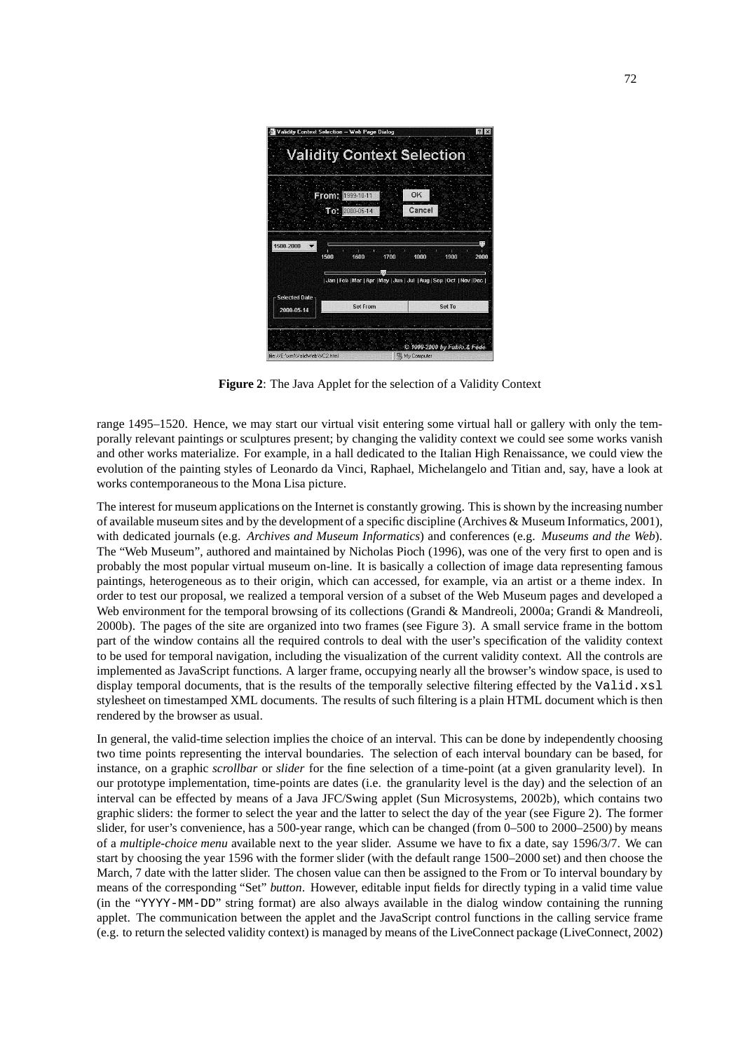**Figure 2**: The Java Applet for the selection of a Validity Context

range 1495–1520. Hence, we may start our virtual visit entering some virtual hall or gallery with only the temporally relevant paintings or sculptures present; by changing the validity context we could see some works vanish and other works materialize. For example, in a hall dedicated to the Italian High Renaissance, we could view the evolution of the painting styles of Leonardo da Vinci, Raphael, Michelangelo and Titian and, say, have a look at works contemporaneous to the Mona Lisa picture.

The interest for museum applications on the Internet is constantly growing. This is shown by the increasing number of available museum sites and by the development of a specific discipline (Archives & Museum Informatics, 2001), with dedicated journals (e.g. *Archives and Museum Informatics*) and conferences (e.g. *Museums and the Web*). The "Web Museum", authored and maintained by Nicholas Pioch (1996), was one of the very first to open and is probably the most popular virtual museum on-line. It is basically a collection of image data representing famous paintings, heterogeneous as to their origin, which can accessed, for example, via an artist or a theme index. In order to test our proposal, we realized a temporal version of a subset of the Web Museum pages and developed a Web environment for the temporal browsing of its collections (Grandi & Mandreoli, 2000a; Grandi & Mandreoli, 2000b). The pages of the site are organized into two frames (see Figure 3). A small service frame in the bottom part of the window contains all the required controls to deal with the user's specification of the validity context to be used for temporal navigation, including the visualization of the current validity context. All the controls are implemented as JavaScript functions. A larger frame, occupying nearly all the browser's window space, is used to display temporal documents, that is the results of the temporally selective filtering effected by the `Valid.xsl` stylesheet on timestamped XML documents. The results of such filtering is a plain HTML document which is then rendered by the browser as usual.

In general, the valid-time selection implies the choice of an interval. This can be done by independently choosing two time points representing the interval boundaries. The selection of each interval boundary can be based, for instance, on a graphic *scrollbar* or *slider* for the fine selection of a time-point (at a given granularity level). In our prototype implementation, time-points are dates (i.e. the granularity level is the day) and the selection of an interval can be effected by means of a Java JFC/Swing applet (Sun Microsystems, 2002b), which contains two graphic sliders: the former to select the year and the latter to select the day of the year (see Figure 2). The former slider, for user's convenience, has a 500-year range, which can be changed (from 0–500 to 2000–2500) by means of a *multiple-choice menu* available next to the year slider. Assume we have to fix a date, say 1596/3/7. We can start by choosing the year 1596 with the former slider (with the default range 1500–2000 set) and then choose the March, 7 date with the latter slider. The chosen value can then be assigned to the From or To interval boundary by means of the corresponding "Set" *button*. However, editable input fields for directly typing in a valid time value (in the "`YYYY-MM-DD`" string format) are also always available in the dialog window containing the running applet. The communication between the applet and the JavaScript control functions in the calling service frame (e.g. to return the selected validity context) is managed by means of the LiveConnect package (LiveConnect, 2002)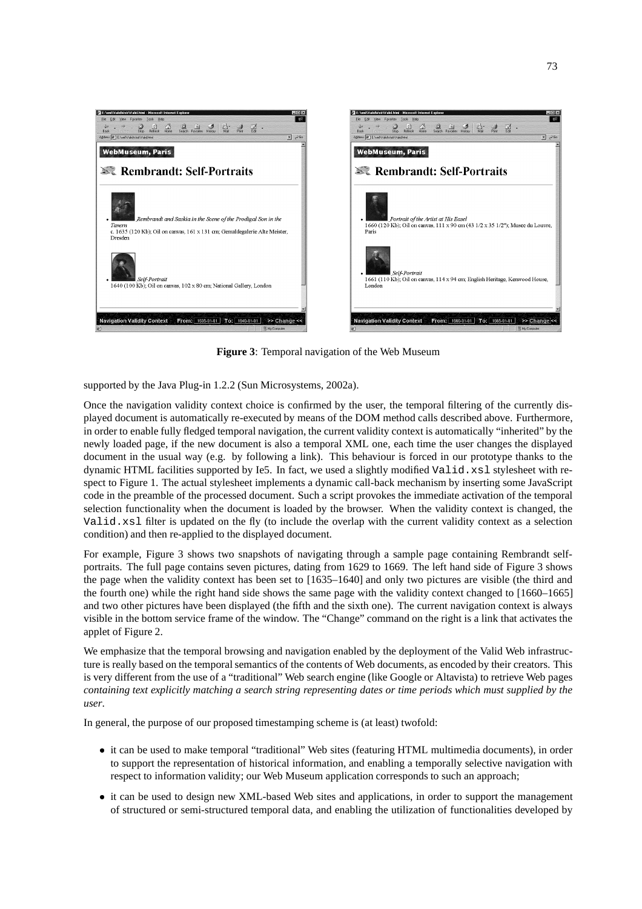**Figure 3**: Temporal navigation of the Web Museum

supported by the Java Plug-in 1.2.2 (Sun Microsystems, 2002a).

Once the navigation validity context choice is confirmed by the user, the temporal filtering of the currently displayed document is automatically re-executed by means of the DOM method calls described above. Furthermore, in order to enable fully fledged temporal navigation, the current validity context is automatically "inherited" by the newly loaded page, if the new document is also a temporal XML one, each time the user changes the displayed document in the usual way (e.g. by following a link). This behaviour is forced in our prototype thanks to the dynamic HTML facilities supported by Ie5. In fact, we used a slightly modified `Valid.xsl` stylesheet with respect to Figure 1. The actual stylesheet implements a dynamic call-back mechanism by inserting some JavaScript code in the preamble of the processed document. Such a script provokes the immediate activation of the temporal selection functionality when the document is loaded by the browser. When the validity context is changed, the `Valid.xsl` filter is updated on the fly (to include the overlap with the current validity context as a selection condition) and then re-applied to the displayed document.

For example, Figure 3 shows two snapshots of navigating through a sample page containing Rembrandt self-portraits. The full page contains seven pictures, dating from 1629 to 1669. The left hand side of Figure 3 shows the page when the validity context has been set to [1635–1640] and only two pictures are visible (the third and the fourth one) while the right hand side shows the same page with the validity context changed to [1660–1665] and two other pictures have been displayed (the fifth and the sixth one). The current navigation context is always visible in the bottom service frame of the window. The "Change" command on the right is a link that activates the applet of Figure 2.

We emphasize that the temporal browsing and navigation enabled by the deployment of the Valid Web infrastructure is really based on the temporal semantics of the contents of Web documents, as encoded by their creators. This is very different from the use of a "traditional" Web search engine (like Google or Altavista) to retrieve Web pages *containing text explicitly matching a search string representing dates or time periods which must supplied by the user*.

In general, the purpose of our proposed timestamping scheme is (at least) twofold:

- it can be used to make temporal "traditional" Web sites (featuring HTML multimedia documents), in order to support the representation of historical information, and enabling a temporally selective navigation with respect to information validity; our Web Museum application corresponds to such an approach;
- it can be used to design new XML-based Web sites and applications, in order to support the management of structured or semi-structured temporal data, and enabling the utilization of functionalities developed by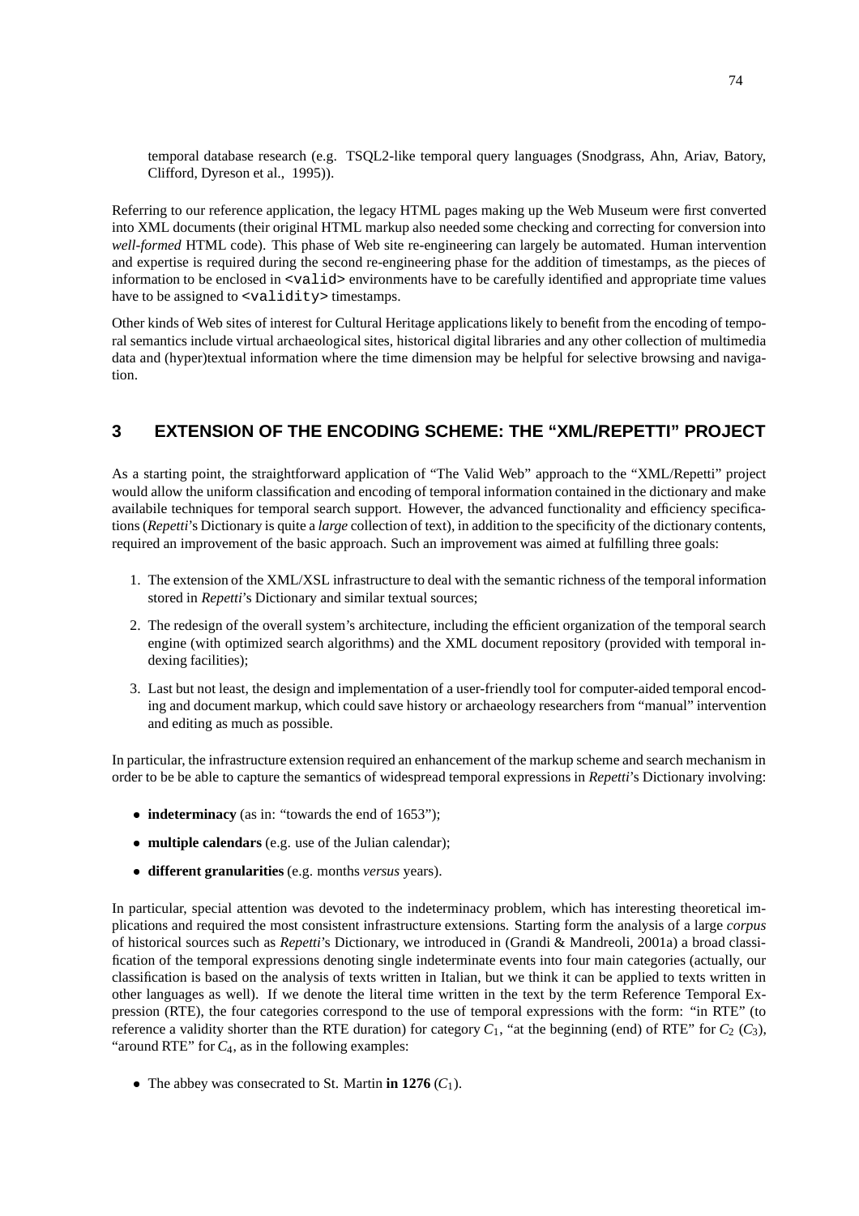temporal database research (e.g. TSQL2-like temporal query languages (Snodgrass, Ahn, Ariav, Batory, Clifford, Dyreson et al., 1995)).

Referring to our reference application, the legacy HTML pages making up the Web Museum were first converted into XML documents (their original HTML markup also needed some checking and correcting for conversion into *well-formed* HTML code). This phase of Web site re-engineering can largely be automated. Human intervention and expertise is required during the second re-engineering phase for the addition of timestamps, as the pieces of information to be enclosed in `<valid>` environments have to be carefully identified and appropriate time values have to be assigned to `<validity>` timestamps.

Other kinds of Web sites of interest for Cultural Heritage applications likely to benefit from the encoding of temporal semantics include virtual archaeological sites, historical digital libraries and any other collection of multimedia data and (hyper)textual information where the time dimension may be helpful for selective browsing and navigation.

## 3 EXTENSION OF THE ENCODING SCHEME: THE "XML/REPETTI" PROJECT

As a starting point, the straightforward application of "The Valid Web" approach to the "XML/Repetti" project would allow the uniform classification and encoding of temporal information contained in the dictionary and make availabile techniques for temporal search support. However, the advanced functionality and efficiency specifications (*Repetti*'s Dictionary is quite a *large* collection of text), in addition to the specificity of the dictionary contents, required an improvement of the basic approach. Such an improvement was aimed at fulfilling three goals:

1. The extension of the XML/XSL infrastructure to deal with the semantic richness of the temporal information stored in *Repetti*'s Dictionary and similar textual sources;
2. The redesign of the overall system's architecture, including the efficient organization of the temporal search engine (with optimized search algorithms) and the XML document repository (provided with temporal indexing facilities);
3. Last but not least, the design and implementation of a user-friendly tool for computer-aided temporal encoding and document markup, which could save history or archaeology researchers from "manual" intervention and editing as much as possible.

In particular, the infrastructure extension required an enhancement of the markup scheme and search mechanism in order to be be able to capture the semantics of widespread temporal expressions in *Repetti*'s Dictionary involving:

- **indeterminacy** (as in: "towards the end of 1653");
- **multiple calendars** (e.g. use of the Julian calendar);
- **different granularities** (e.g. months *versus* years).

In particular, special attention was devoted to the indeterminacy problem, which has interesting theoretical implications and required the most consistent infrastructure extensions. Starting form the analysis of a large *corpus* of historical sources such as *Repetti*'s Dictionary, we introduced in (Grandi & Mandreoli, 2001a) a broad classification of the temporal expressions denoting single indeterminate events into four main categories (actually, our classification is based on the analysis of texts written in Italian, but we think it can be applied to texts written in other languages as well). If we denote the literal time written in the text by the term Reference Temporal Expression (RTE), the four categories correspond to the use of temporal expressions with the form: "in RTE" (to reference a validity shorter than the RTE duration) for category $C_1$, "at the beginning (end) of RTE" for $C_2$ ($C_3$), "around RTE" for $C_4$, as in the following examples:

- The abbey was consecrated to St. Martin **in 1276** ($C_1$).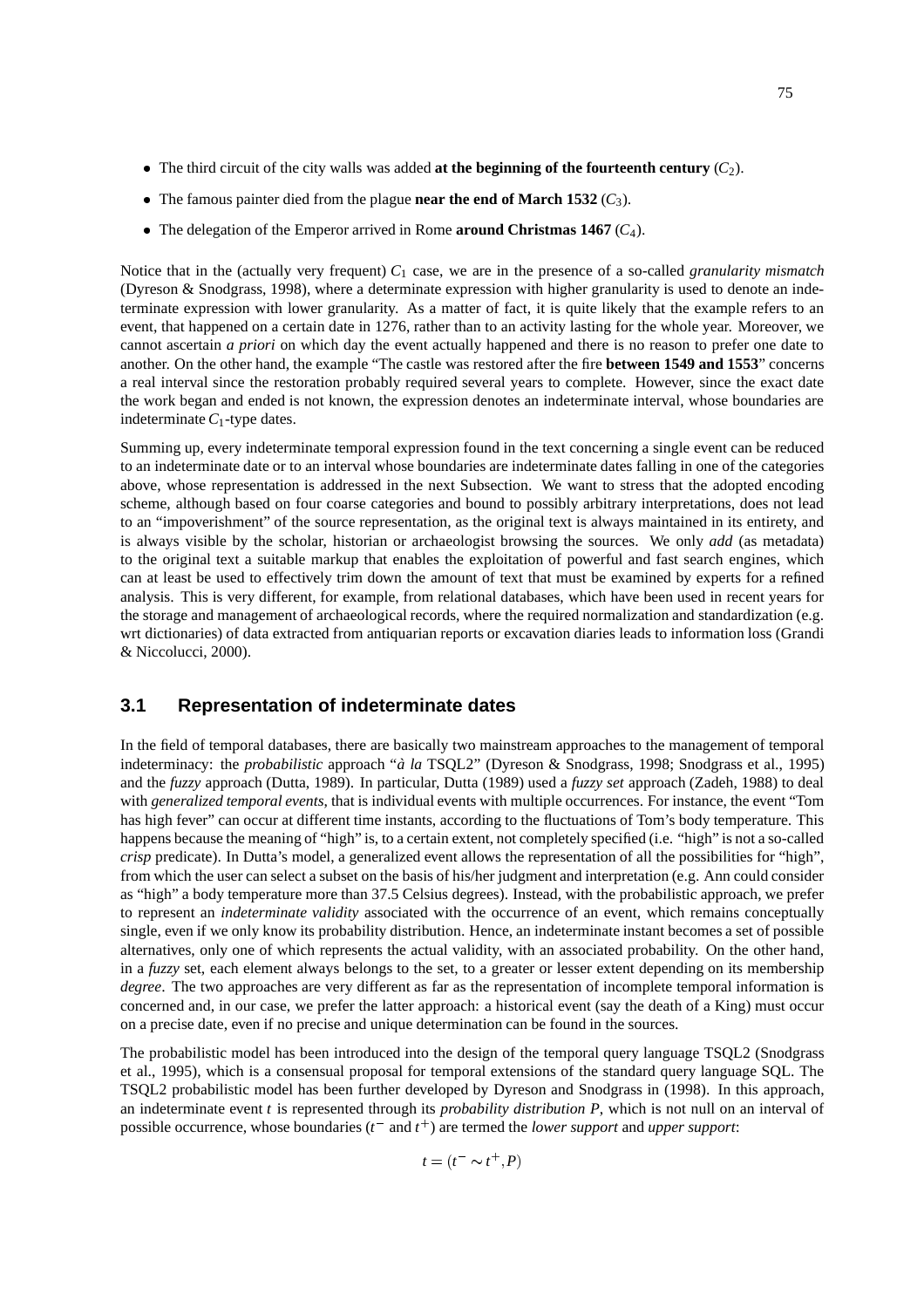- The third circuit of the city walls was added **at the beginning of the fourteenth century** ($C_2$).
- The famous painter died from the plague **near the end of March 1532** ($C_3$).
- The delegation of the Emperor arrived in Rome **around Christmas 1467** ($C_4$).

Notice that in the (actually very frequent) $C_1$ case, we are in the presence of a so-called *granularity mismatch* (Dyreson & Snodgrass, 1998), where a determinate expression with higher granularity is used to denote an indeterminate expression with lower granularity. As a matter of fact, it is quite likely that the example refers to an event, that happened on a certain date in 1276, rather than to an activity lasting for the whole year. Moreover, we cannot ascertain *a priori* on which day the event actually happened and there is no reason to prefer one date to another. On the other hand, the example "The castle was restored after the fire **between 1549 and 1553**" concerns a real interval since the restoration probably required several years to complete. However, since the exact date the work began and ended is not known, the expression denotes an indeterminate interval, whose boundaries are indeterminate $C_1$-type dates.

Summing up, every indeterminate temporal expression found in the text concerning a single event can be reduced to an indeterminate date or to an interval whose boundaries are indeterminate dates falling in one of the categories above, whose representation is addressed in the next Subsection. We want to stress that the adopted encoding scheme, although based on four coarse categories and bound to possibly arbitrary interpretations, does not lead to an "impoverishment" of the source representation, as the original text is always maintained in its entirety, and is always visible by the scholar, historian or archaeologist browsing the sources. We only *add* (as metadata) to the original text a suitable markup that enables the exploitation of powerful and fast search engines, which can at least be used to effectively trim down the amount of text that must be examined by experts for a refined analysis. This is very different, for example, from relational databases, which have been used in recent years for the storage and management of archaeological records, where the required normalization and standardization (e.g. wrt dictionaries) of data extracted from antiquarian reports or excavation diaries leads to information loss (Grandi & Niccolucci, 2000).

## 3.1 Representation of indeterminate dates

In the field of temporal databases, there are basically two mainstream approaches to the management of temporal indeterminacy: the *probabilistic* approach "*à la* TSQL2" (Dyreson & Snodgrass, 1998; Snodgrass et al., 1995) and the *fuzzy* approach (Dutta, 1989). In particular, Dutta (1989) used a *fuzzy set* approach (Zadeh, 1988) to deal with *generalized temporal events*, that is individual events with multiple occurrences. For instance, the event "Tom has high fever" can occur at different time instants, according to the fluctuations of Tom's body temperature. This happens because the meaning of "high" is, to a certain extent, not completely specified (i.e. "high" is not a so-called *crisp* predicate). In Dutta's model, a generalized event allows the representation of all the possibilities for "high", from which the user can select a subset on the basis of his/her judgment and interpretation (e.g. Ann could consider as "high" a body temperature more than 37.5 Celsius degrees). Instead, with the probabilistic approach, we prefer to represent an *indeterminate validity* associated with the occurrence of an event, which remains conceptually single, even if we only know its probability distribution. Hence, an indeterminate instant becomes a set of possible alternatives, only one of which represents the actual validity, with an associated probability. On the other hand, in a *fuzzy* set, each element always belongs to the set, to a greater or lesser extent depending on its membership *degree*. The two approaches are very different as far as the representation of incomplete temporal information is concerned and, in our case, we prefer the latter approach: a historical event (say the death of a King) must occur on a precise date, even if no precise and unique determination can be found in the sources.

The probabilistic model has been introduced into the design of the temporal query language TSQL2 (Snodgrass et al., 1995), which is a consensual proposal for temporal extensions of the standard query language SQL. The TSQL2 probabilistic model has been further developed by Dyreson and Snodgrass in (1998). In this approach, an indeterminate event $t$ is represented through its *probability distribution* $P$, which is not null on an interval of possible occurrence, whose boundaries ($t^-$ and $t^+$) are termed the *lower support* and *upper support*:

$$t = (t^- \sim t^+, P)$$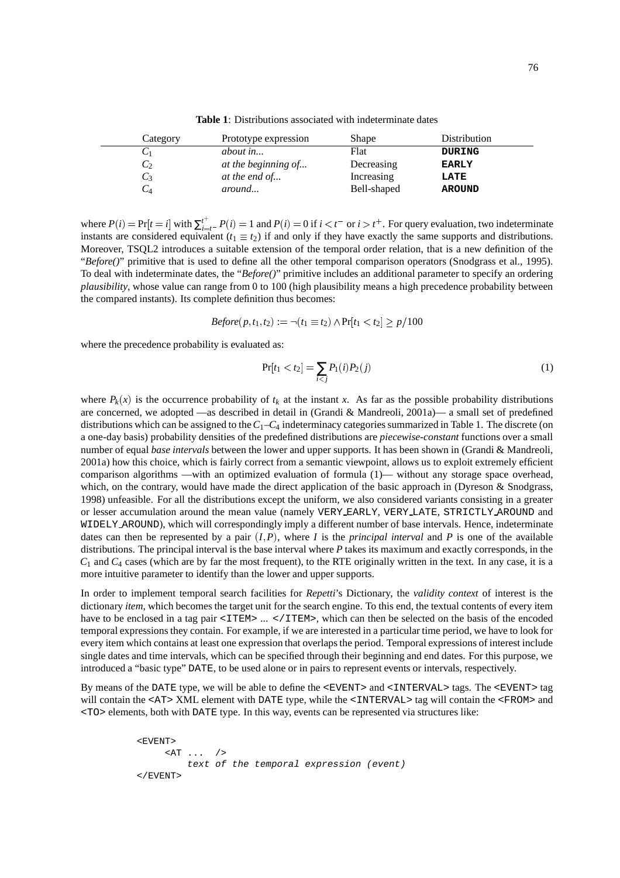**Table 1**: Distributions associated with indeterminate dates

| Category | Prototype expression | Shape | Distribution |
|---|---|---|---|
| $C_1$ | *about in...* | Flat | **DURING** |
| $C_2$ | *at the beginning of...* | Decreasing | **EARLY** |
| $C_3$ | *at the end of...* | Increasing | **LATE** |
| $C_4$ | *around...* | Bell-shaped | **AROUND** |

where $P(i) = \Pr[t = i]$ with $\sum_{i=t^-}^{t^+} P(i) = 1$ and $P(i) = 0$ if $i < t^-$ or $i > t^+$. For query evaluation, two indeterminate instants are considered equivalent ($t_1 \equiv t_2$) if and only if they have exactly the same supports and distributions. Moreover, TSQL2 introduces a suitable extension of the temporal order relation, that is a new definition of the "*Before()*" primitive that is used to define all the other temporal comparison operators (Snodgrass et al., 1995). To deal with indeterminate dates, the "*Before()*" primitive includes an additional parameter to specify an ordering *plausibility*, whose value can range from 0 to 100 (high plausibility means a high precedence probability between the compared instants). Its complete definition thus becomes:

$$Before(p, t_1, t_2) := \neg(t_1 \equiv t_2) \wedge \Pr[t_1 < t_2] \geq p/100$$

where the precedence probability is evaluated as:

$$\Pr[t_1 < t_2] = \sum_{i<j} P_1(i) P_2(j) \tag{1}$$

where $P_k(x)$ is the occurrence probability of $t_k$ at the instant $x$. As far as the possible probability distributions are concerned, we adopted —as described in detail in (Grandi & Mandreoli, 2001a)— a small set of predefined distributions which can be assigned to the $C_1$–$C_4$ indeterminacy categories summarized in Table 1. The discrete (on a one-day basis) probability densities of the predefined distributions are *piecewise-constant* functions over a small number of equal *base intervals* between the lower and upper supports. It has been shown in (Grandi & Mandreoli, 2001a) how this choice, which is fairly correct from a semantic viewpoint, allows us to exploit extremely efficient comparison algorithms —with an optimized evaluation of formula (1)— without any storage space overhead, which, on the contrary, would have made the direct application of the basic approach in (Dyreson & Snodgrass, 1998) unfeasible. For all the distributions except the uniform, we also considered variants consisting in a greater or lesser accumulation around the mean value (namely VERY_EARLY, VERY_LATE, STRICTLY_AROUND and WIDELY_AROUND), which will correspondingly imply a different number of base intervals. Hence, indeterminate dates can then be represented by a pair $(I, P)$, where $I$ is the *principal interval* and $P$ is one of the available distributions. The principal interval is the base interval where $P$ takes its maximum and exactly corresponds, in the $C_1$ and $C_4$ cases (which are by far the most frequent), to the RTE originally written in the text. In any case, it is a more intuitive parameter to identify than the lower and upper supports.

In order to implement temporal search facilities for *Repetti*'s Dictionary, the *validity context* of interest is the dictionary *item*, which becomes the target unit for the search engine. To this end, the textual contents of every item have to be enclosed in a tag pair <ITEM> ... </ITEM>, which can then be selected on the basis of the encoded temporal expressions they contain. For example, if we are interested in a particular time period, we have to look for every item which contains at least one expression that overlaps the period. Temporal expressions of interest include single dates and time intervals, which can be specified through their beginning and end dates. For this purpose, we introduced a "basic type" DATE, to be used alone or in pairs to represent events or intervals, respectively.

By means of the DATE type, we will be able to define the <EVENT> and <INTERVAL> tags. The <EVENT> tag will contain the <AT> XML element with DATE type, while the <INTERVAL> tag will contain the <FROM> and <TO> elements, both with DATE type. In this way, events can be represented via structures like:

```
<EVENT>
     <AT ...  />
        text of the temporal expression (event)
</EVENT>
```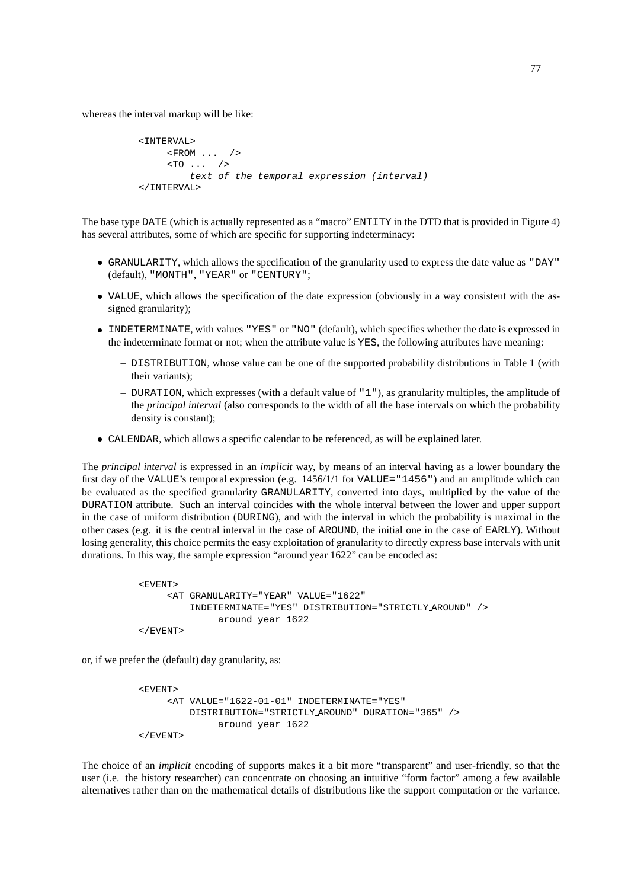whereas the interval markup will be like:

```
<INTERVAL>
     <FROM ...  />
     <TO ...  />
         text of the temporal expression (interval)
</INTERVAL>
```

The base type `DATE` (which is actually represented as a "macro" `ENTITY` in the DTD that is provided in Figure 4) has several attributes, some of which are specific for supporting indeterminacy:

- `GRANULARITY`, which allows the specification of the granularity used to express the date value as `"DAY"` (default), `"MONTH"`, `"YEAR"` or `"CENTURY"`;
- `VALUE`, which allows the specification of the date expression (obviously in a way consistent with the assigned granularity);
- `INDETERMINATE`, with values `"YES"` or `"NO"` (default), which specifies whether the date is expressed in the indeterminate format or not; when the attribute value is `YES`, the following attributes have meaning:
  - `DISTRIBUTION`, whose value can be one of the supported probability distributions in Table 1 (with their variants);
  - `DURATION`, which expresses (with a default value of `"1"`), as granularity multiples, the amplitude of the *principal interval* (also corresponds to the width of all the base intervals on which the probability density is constant);
- `CALENDAR`, which allows a specific calendar to be referenced, as will be explained later.

The *principal interval* is expressed in an *implicit* way, by means of an interval having as a lower boundary the first day of the `VALUE`'s temporal expression (e.g. 1456/1/1 for `VALUE="1456"`) and an amplitude which can be evaluated as the specified granularity `GRANULARITY`, converted into days, multiplied by the value of the `DURATION` attribute. Such an interval coincides with the whole interval between the lower and upper support in the case of uniform distribution (`DURING`), and with the interval in which the probability is maximal in the other cases (e.g. it is the central interval in the case of `AROUND`, the initial one in the case of `EARLY`). Without losing generality, this choice permits the easy exploitation of granularity to directly express base intervals with unit durations. In this way, the sample expression "around year 1622" can be encoded as:

```
<EVENT>
     <AT GRANULARITY="YEAR" VALUE="1622"
         INDETERMINATE="YES" DISTRIBUTION="STRICTLY_AROUND" />
              around year 1622
</EVENT>
```

or, if we prefer the (default) day granularity, as:

```
<EVENT>
     <AT VALUE="1622-01-01" INDETERMINATE="YES"
         DISTRIBUTION="STRICTLY_AROUND" DURATION="365" />
              around year 1622
</EVENT>
```

The choice of an *implicit* encoding of supports makes it a bit more "transparent" and user-friendly, so that the user (i.e. the history researcher) can concentrate on choosing an intuitive "form factor" among a few available alternatives rather than on the mathematical details of distributions like the support computation or the variance.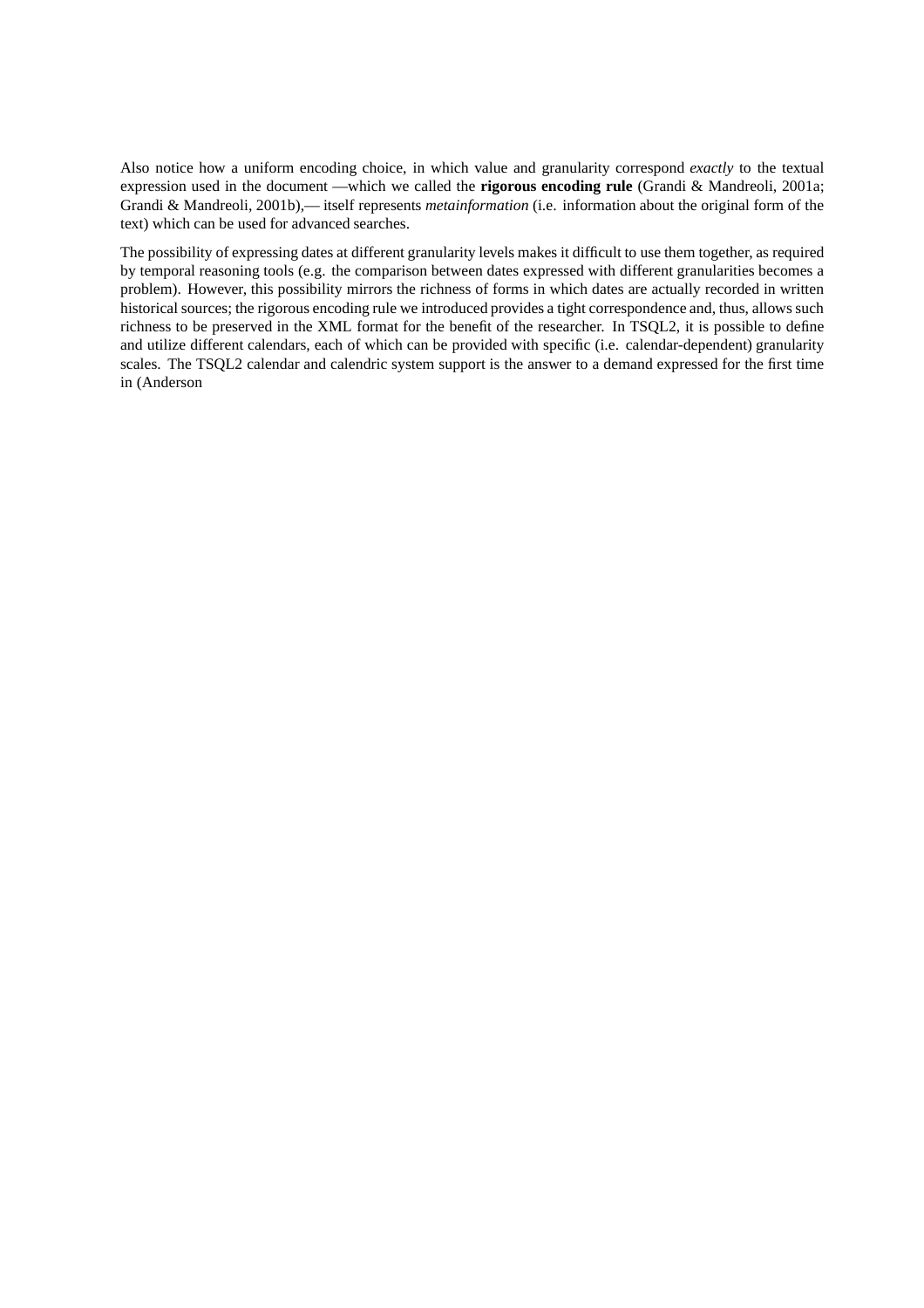Also notice how a uniform encoding choice, in which value and granularity correspond *exactly* to the textual expression used in the document —which we called the **rigorous encoding rule** (Grandi & Mandreoli, 2001a; Grandi & Mandreoli, 2001b),— itself represents *metainformation* (i.e. information about the original form of the text) which can be used for advanced searches.

The possibility of expressing dates at different granularity levels makes it difficult to use them together, as required by temporal reasoning tools (e.g. the comparison between dates expressed with different granularities becomes a problem). However, this possibility mirrors the richness of forms in which dates are actually recorded in written historical sources; the rigorous encoding rule we introduced provides a tight correspondence and, thus, allows such richness to be preserved in the XML format for the benefit of the researcher. In TSQL2, it is possible to define and utilize different calendars, each of which can be provided with specific (i.e. calendar-dependent) granularity scales. The TSQL2 calendar and calendric system support is the answer to a demand expressed for the first time in (Anderson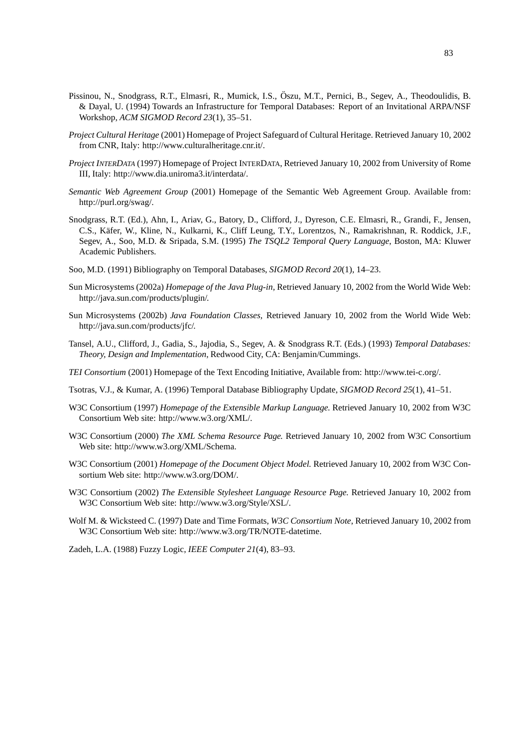Pissinou, N., Snodgrass, R.T., Elmasri, R., Mumick, I.S., Öszu, M.T., Pernici, B., Segev, A., Theodoulidis, B. & Dayal, U. (1994) Towards an Infrastructure for Temporal Databases: Report of an Invitational ARPA/NSF Workshop, *ACM SIGMOD Record 23*(1), 35–51.

*Project Cultural Heritage* (2001) Homepage of Project Safeguard of Cultural Heritage. Retrieved January 10, 2002 from CNR, Italy: http://www.culturalheritage.cnr.it/.

*Project INTERDATA* (1997) Homepage of Project INTERDATA, Retrieved January 10, 2002 from University of Rome III, Italy: http://www.dia.uniroma3.it/interdata/.

*Semantic Web Agreement Group* (2001) Homepage of the Semantic Web Agreement Group. Available from: http://purl.org/swag/.

Snodgrass, R.T. (Ed.), Ahn, I., Ariav, G., Batory, D., Clifford, J., Dyreson, C.E. Elmasri, R., Grandi, F., Jensen, C.S., Käfer, W., Kline, N., Kulkarni, K., Cliff Leung, T.Y., Lorentzos, N., Ramakrishnan, R. Roddick, J.F., Segev, A., Soo, M.D. & Sripada, S.M. (1995) *The TSQL2 Temporal Query Language*, Boston, MA: Kluwer Academic Publishers.

Soo, M.D. (1991) Bibliography on Temporal Databases, *SIGMOD Record 20*(1), 14–23.

Sun Microsystems (2002a) *Homepage of the Java Plug-in,* Retrieved January 10, 2002 from the World Wide Web: http://java.sun.com/products/plugin/.

Sun Microsystems (2002b) *Java Foundation Classes,* Retrieved January 10, 2002 from the World Wide Web: http://java.sun.com/products/jfc/.

Tansel, A.U., Clifford, J., Gadia, S., Jajodia, S., Segev, A. & Snodgrass R.T. (Eds.) (1993) *Temporal Databases: Theory, Design and Implementation*, Redwood City, CA: Benjamin/Cummings.

*TEI Consortium* (2001) Homepage of the Text Encoding Initiative, Available from: http://www.tei-c.org/.

Tsotras, V.J., & Kumar, A. (1996) Temporal Database Bibliography Update, *SIGMOD Record 25*(1), 41–51.

W3C Consortium (1997) *Homepage of the Extensible Markup Language.* Retrieved January 10, 2002 from W3C Consortium Web site: http://www.w3.org/XML/.

W3C Consortium (2000) *The XML Schema Resource Page.* Retrieved January 10, 2002 from W3C Consortium Web site: http://www.w3.org/XML/Schema.

W3C Consortium (2001) *Homepage of the Document Object Model.* Retrieved January 10, 2002 from W3C Consortium Web site: http://www.w3.org/DOM/.

W3C Consortium (2002) *The Extensible Stylesheet Language Resource Page.* Retrieved January 10, 2002 from W3C Consortium Web site: http://www.w3.org/Style/XSL/.

Wolf M. & Wicksteed C. (1997) Date and Time Formats, *W3C Consortium Note,* Retrieved January 10, 2002 from W3C Consortium Web site: http://www.w3.org/TR/NOTE-datetime.

Zadeh, L.A. (1988) Fuzzy Logic, *IEEE Computer 21*(4), 83–93.